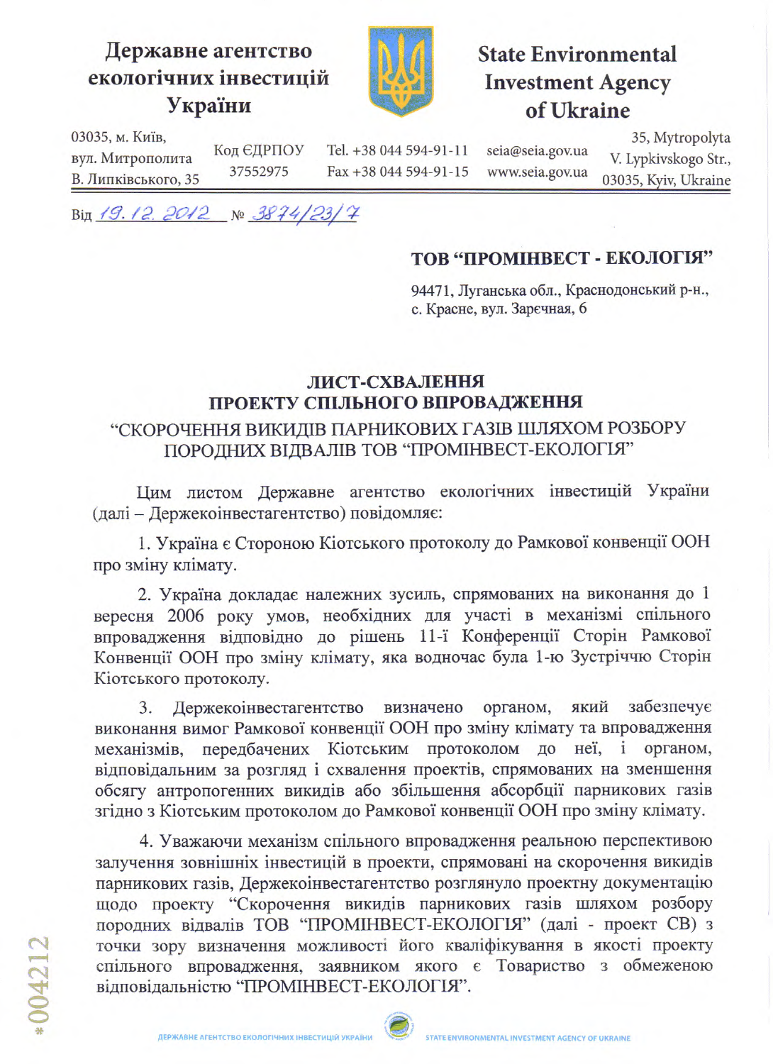**Державне агентство екологічних інвестицій України**

**State Environmental Investment Agency of Ukraine**

03035, м. Київ, вул. Митрополита В. Липківського, 35 | Код ЄДРПОУ 37552975 | Tel. +38 044 594-91-11 Fax +38 044 594-91-15 | seia@seia.gov.ua www.seia.gov.ua | 35, Mytropolyta V. Lypkivskogo Str., 03035, Kyiv, Ukraine

Від 19.12.2012 № 3874/23/7

**ТОВ "ПРОМІНВЕСТ - ЕКОЛОГІЯ"**

94471, Луганська обл., Краснодонський р-н., с. Красне, вул. Зарєчная, 6

**ЛИСТ-СХВАЛЕННЯ**
**ПРОЕКТУ СПІЛЬНОГО ВПРОВАДЖЕННЯ**
"СКОРОЧЕННЯ ВИКИДІВ ПАРНИКОВИХ ГАЗІВ ШЛЯХОМ РОЗБОРУ ПОРОДНИХ ВІДВАЛІВ ТОВ "ПРОМІНВЕСТ-ЕКОЛОГІЯ"

Цим листом Державне агентство екологічних інвестицій України (далі – Держекоінвестагентство) повідомляє:

1. Україна є Стороною Кіотського протоколу до Рамкової конвенції ООН про зміну клімату.

2. Україна докладає належних зусиль, спрямованих на виконання до 1 вересня 2006 року умов, необхідних для участі в механізмі спільного впровадження відповідно до рішень 11-ї Конференції Сторін Рамкової Конвенції ООН про зміну клімату, яка водночас була 1-ю Зустріччю Сторін Кіотського протоколу.

3. Держекоінвестагентство визначено органом, який забезпечує виконання вимог Рамкової конвенції ООН про зміну клімату та впровадження механізмів, передбачених Кіотським протоколом до неї, і органом, відповідальним за розгляд і схвалення проектів, спрямованих на зменшення обсягу антропогенних викидів або збільшення абсорбції парникових газів згідно з Кіотським протоколом до Рамкової конвенції ООН про зміну клімату.

4. Уважаючи механізм спільного впровадження реальною перспективою залучення зовнішніх інвестицій в проекти, спрямовані на скорочення викидів парникових газів, Держекоінвестагентство розглянуло проектну документацію щодо проекту "Скорочення викидів парникових газів шляхом розбору породних відвалів ТОВ "ПРОМІНВЕСТ-ЕКОЛОГІЯ" (далі - проект СВ) з точки зору визначення можливості його кваліфікування в якості проекту спільного впровадження, заявником якого є Товариство з обмеженою відповідальністю "ПРОМІНВЕСТ-ЕКОЛОГІЯ".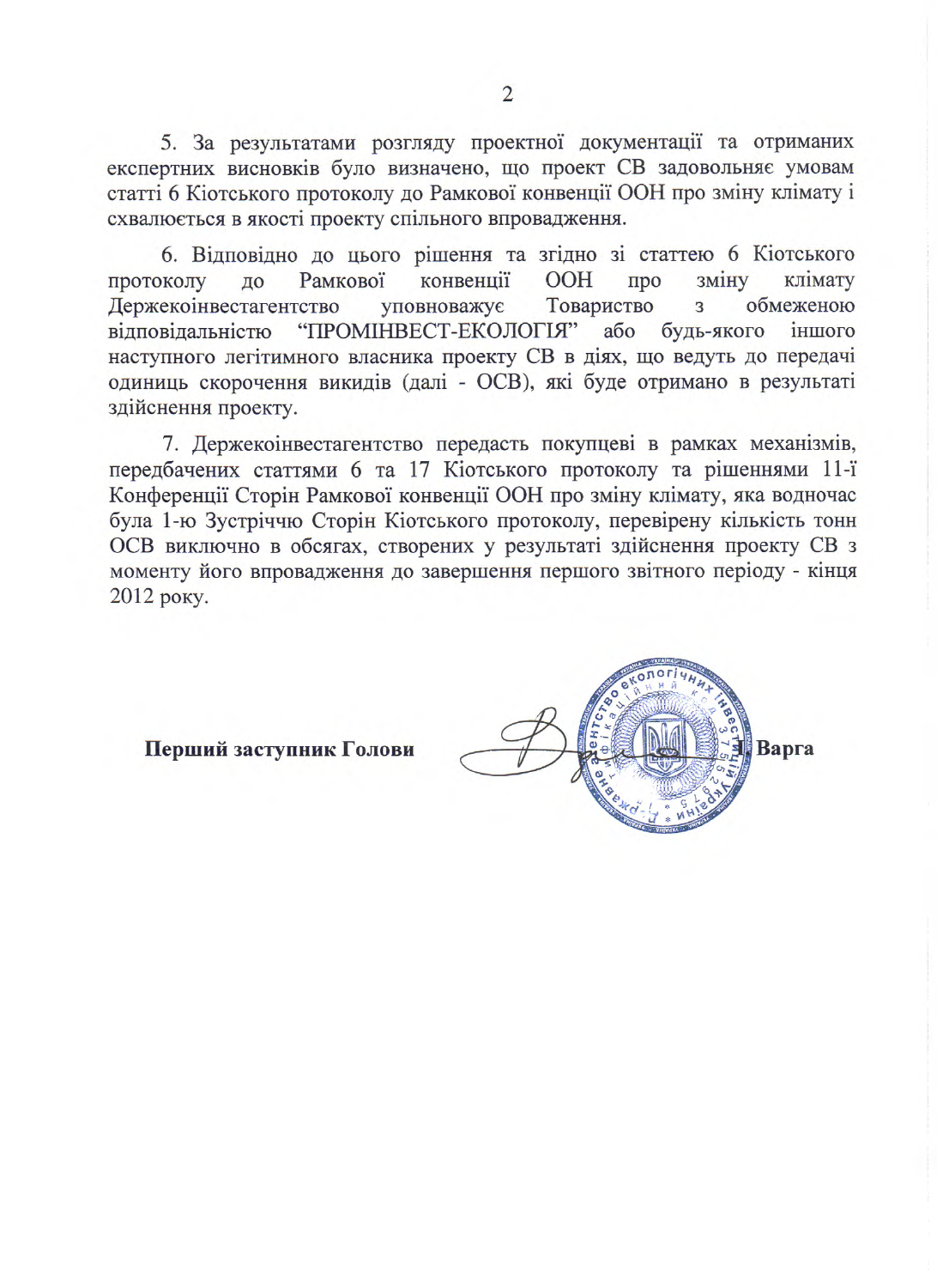5. За результатами розгляду проектної документації та отриманих експертних висновків було визначено, що проект СВ задовольняє умовам статті 6 Кіотського протоколу до Рамкової конвенції ООН про зміну клімату і схвалюється в якості проекту спільного впровадження.

6. Відповідно до цього рішення та згідно зі статтею 6 Кіотського протоколу до Рамкової конвенції ООН про зміну клімату Держекоінвестагентство уповноважує Товариство з обмеженою відповідальністю "ПРОМІНВЕСТ-ЕКОЛОГІЯ" або будь-якого іншого наступного легітимного власника проекту СВ в діях, що ведуть до передачі одиниць скорочення викидів (далі - ОСВ), які буде отримано в результаті здійснення проекту.

7. Держекоінвестагентство передасть покупцеві в рамках механізмів, передбачених статтями 6 та 17 Кіотського протоколу та рішеннями 11-ї Конференції Сторін Рамкової конвенції ООН про зміну клімату, яка водночас була 1-ю Зустріччю Сторін Кіотського протоколу, перевірену кількість тонн ОСВ виключно в обсягах, створених у результаті здійснення проекту СВ з моменту його впровадження до завершення першого звітного періоду - кінця 2012 року.

**Перший заступник Голови** **І. Варга**